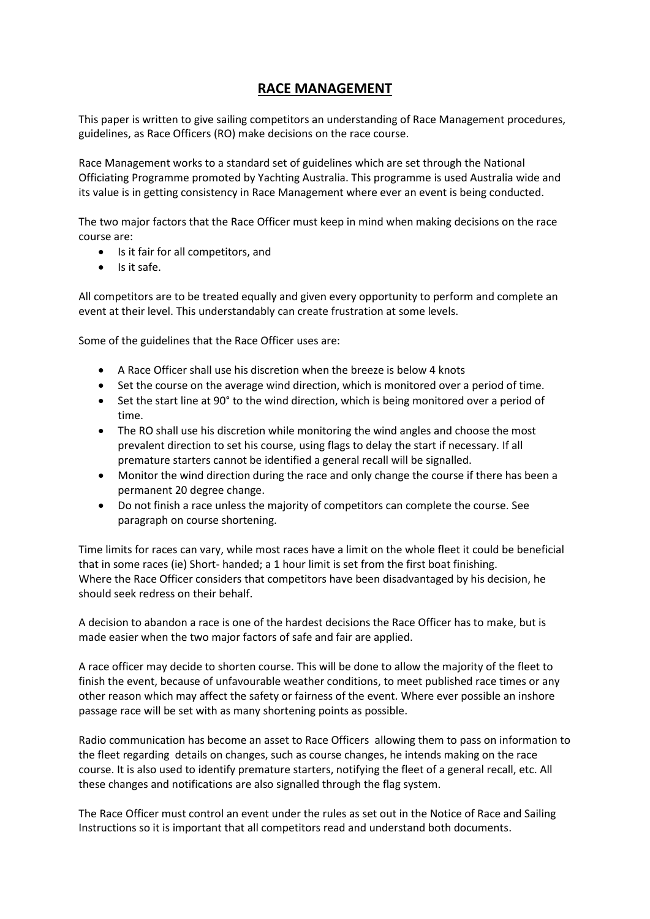# RACE MANAGEMENT

This paper is written to give sailing competitors an understanding of Race Management procedures, guidelines, as Race Officers (RO) make decisions on the race course.

Race Management works to a standard set of guidelines which are set through the National Officiating Programme promoted by Yachting Australia. This programme is used Australia wide and its value is in getting consistency in Race Management where ever an event is being conducted.

The two major factors that the Race Officer must keep in mind when making decisions on the race course are:

- Is it fair for all competitors, and
- Is it safe.

All competitors are to be treated equally and given every opportunity to perform and complete an event at their level. This understandably can create frustration at some levels.

Some of the guidelines that the Race Officer uses are:

- A Race Officer shall use his discretion when the breeze is below 4 knots
- Set the course on the average wind direction, which is monitored over a period of time.
- Set the start line at 90° to the wind direction, which is being monitored over a period of time.
- The RO shall use his discretion while monitoring the wind angles and choose the most prevalent direction to set his course, using flags to delay the start if necessary. If all premature starters cannot be identified a general recall will be signalled.
- Monitor the wind direction during the race and only change the course if there has been a permanent 20 degree change.
- Do not finish a race unless the majority of competitors can complete the course. See paragraph on course shortening.

Time limits for races can vary, while most races have a limit on the whole fleet it could be beneficial that in some races (ie) Short- handed; a 1 hour limit is set from the first boat finishing.
Where the Race Officer considers that competitors have been disadvantaged by his decision, he should seek redress on their behalf.

A decision to abandon a race is one of the hardest decisions the Race Officer has to make, but is made easier when the two major factors of safe and fair are applied.

A race officer may decide to shorten course. This will be done to allow the majority of the fleet to finish the event, because of unfavourable weather conditions, to meet published race times or any other reason which may affect the safety or fairness of the event. Where ever possible an inshore passage race will be set with as many shortening points as possible.

Radio communication has become an asset to Race Officers allowing them to pass on information to the fleet regarding details on changes, such as course changes, he intends making on the race course. It is also used to identify premature starters, notifying the fleet of a general recall, etc. All these changes and notifications are also signalled through the flag system.

The Race Officer must control an event under the rules as set out in the Notice of Race and Sailing Instructions so it is important that all competitors read and understand both documents.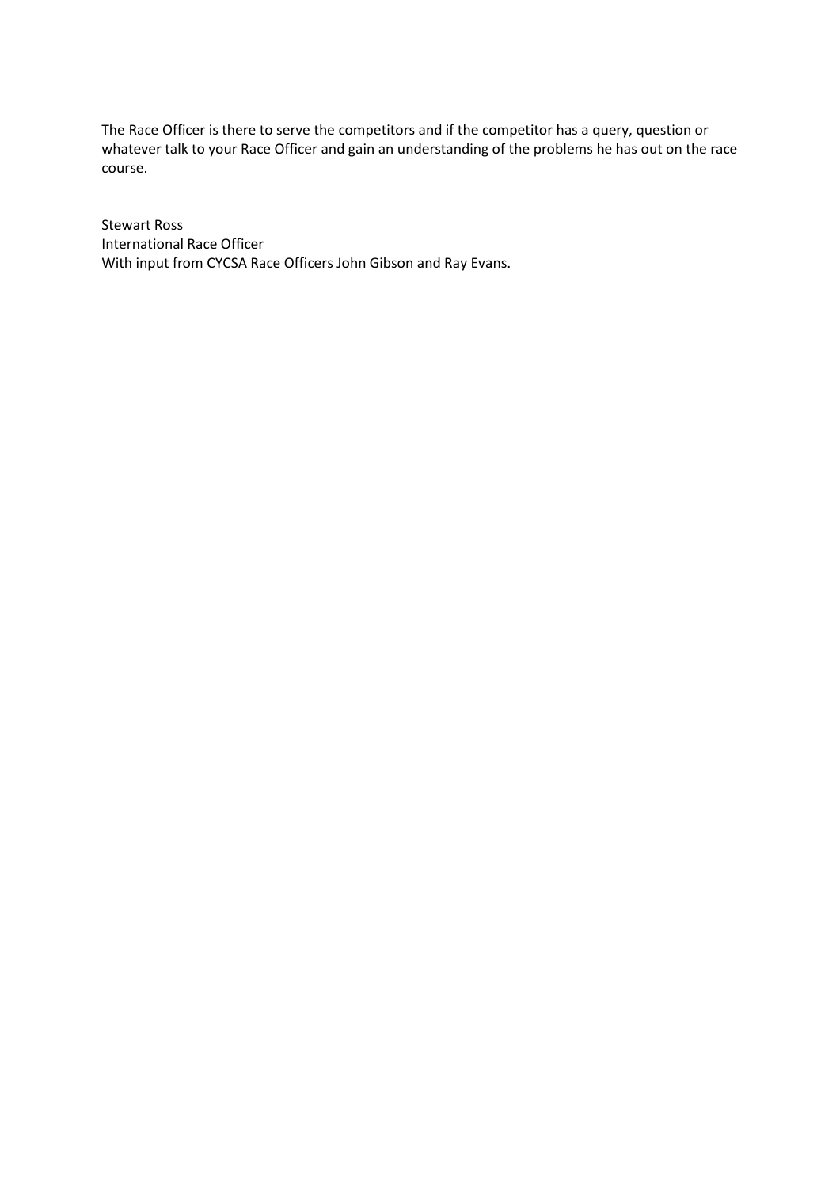The Race Officer is there to serve the competitors and if the competitor has a query, question or whatever talk to your Race Officer and gain an understanding of the problems he has out on the race course.

Stewart Ross  
International Race Officer  
With input from CYCSA Race Officers John Gibson and Ray Evans.